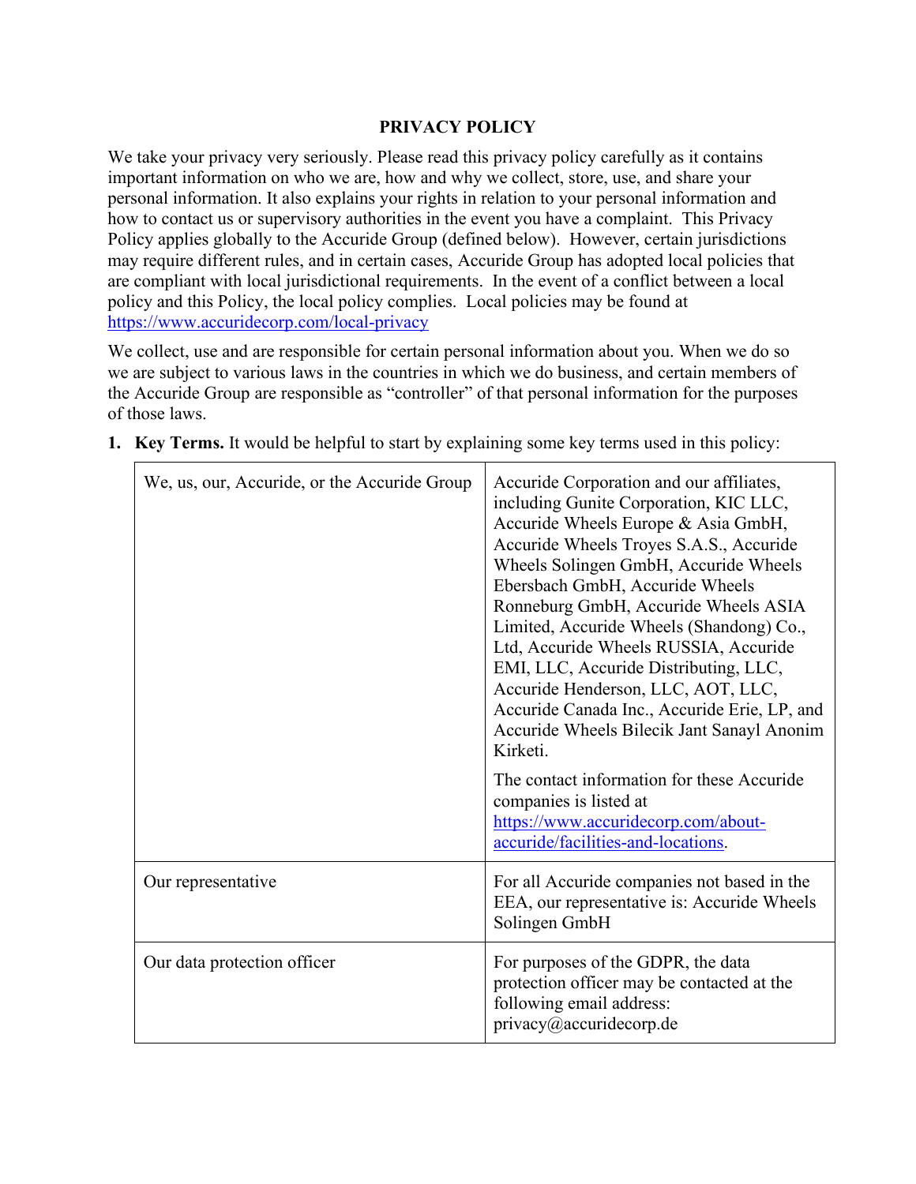# PRIVACY POLICY

We take your privacy very seriously. Please read this privacy policy carefully as it contains important information on who we are, how and why we collect, store, use, and share your personal information. It also explains your rights in relation to your personal information and how to contact us or supervisory authorities in the event you have a complaint. This Privacy Policy applies globally to the Accuride Group (defined below). However, certain jurisdictions may require different rules, and in certain cases, Accuride Group has adopted local policies that are compliant with local jurisdictional requirements. In the event of a conflict between a local policy and this Policy, the local policy complies. Local policies may be found at https://www.accuridecorp.com/local-privacy

We collect, use and are responsible for certain personal information about you. When we do so we are subject to various laws in the countries in which we do business, and certain members of the Accuride Group are responsible as "controller" of that personal information for the purposes of those laws.

1. **Key Terms.** It would be helpful to start by explaining some key terms used in this policy:

| | |
|---|---|
| We, us, our, Accuride, or the Accuride Group | Accuride Corporation and our affiliates, including Gunite Corporation, KIC LLC, Accuride Wheels Europe & Asia GmbH, Accuride Wheels Troyes S.A.S., Accuride Wheels Solingen GmbH, Accuride Wheels Ebersbach GmbH, Accuride Wheels Ronneburg GmbH, Accuride Wheels ASIA Limited, Accuride Wheels (Shandong) Co., Ltd, Accuride Wheels RUSSIA, Accuride EMI, LLC, Accuride Distributing, LLC, Accuride Henderson, LLC, AOT, LLC, Accuride Canada Inc., Accuride Erie, LP, and Accuride Wheels Bilecik Jant Sanayl Anonim Kirketi.<br><br>The contact information for these Accuride companies is listed at https://www.accuridecorp.com/about-accuride/facilities-and-locations. |
| Our representative | For all Accuride companies not based in the EEA, our representative is: Accuride Wheels Solingen GmbH |
| Our data protection officer | For purposes of the GDPR, the data protection officer may be contacted at the following email address: privacy@accuridecorp.de |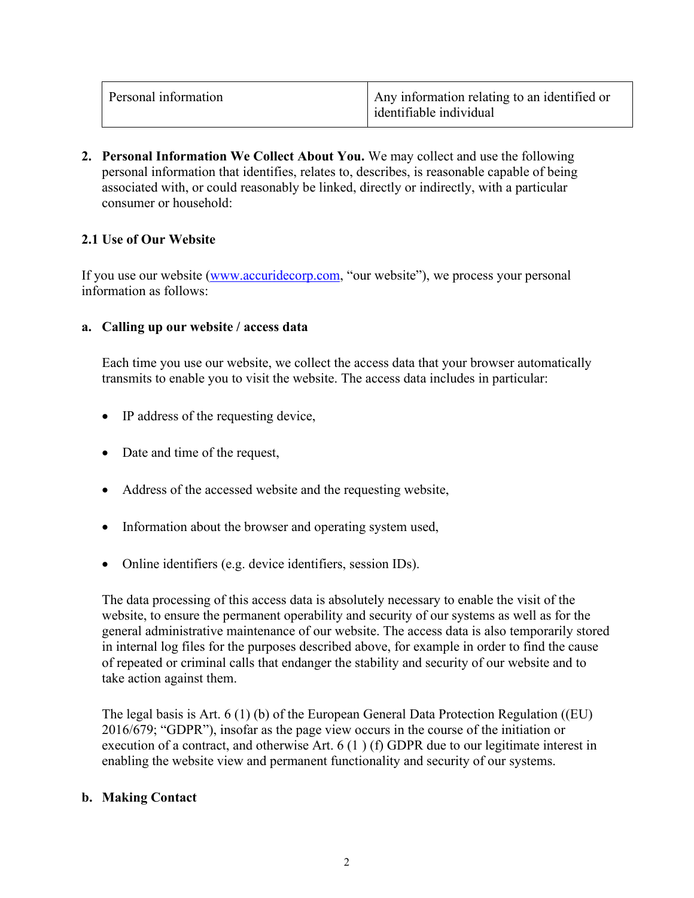| Personal information | Any information relating to an identified or identifiable individual |
|---|---|

2. **Personal Information We Collect About You.** We may collect and use the following personal information that identifies, relates to, describes, is reasonable capable of being associated with, or could reasonably be linked, directly or indirectly, with a particular consumer or household:

**2.1 Use of Our Website**

If you use our website ([www.accuridecorp.com](www.accuridecorp.com), "our website"), we process your personal information as follows:

**a. Calling up our website / access data**

Each time you use our website, we collect the access data that your browser automatically transmits to enable you to visit the website. The access data includes in particular:

- IP address of the requesting device,
- Date and time of the request,
- Address of the accessed website and the requesting website,
- Information about the browser and operating system used,
- Online identifiers (e.g. device identifiers, session IDs).

The data processing of this access data is absolutely necessary to enable the visit of the website, to ensure the permanent operability and security of our systems as well as for the general administrative maintenance of our website. The access data is also temporarily stored in internal log files for the purposes described above, for example in order to find the cause of repeated or criminal calls that endanger the stability and security of our website and to take action against them.

The legal basis is Art. 6 (1) (b) of the European General Data Protection Regulation ((EU) 2016/679; "GDPR"), insofar as the page view occurs in the course of the initiation or execution of a contract, and otherwise Art. 6 (1 ) (f) GDPR due to our legitimate interest in enabling the website view and permanent functionality and security of our systems.

**b. Making Contact**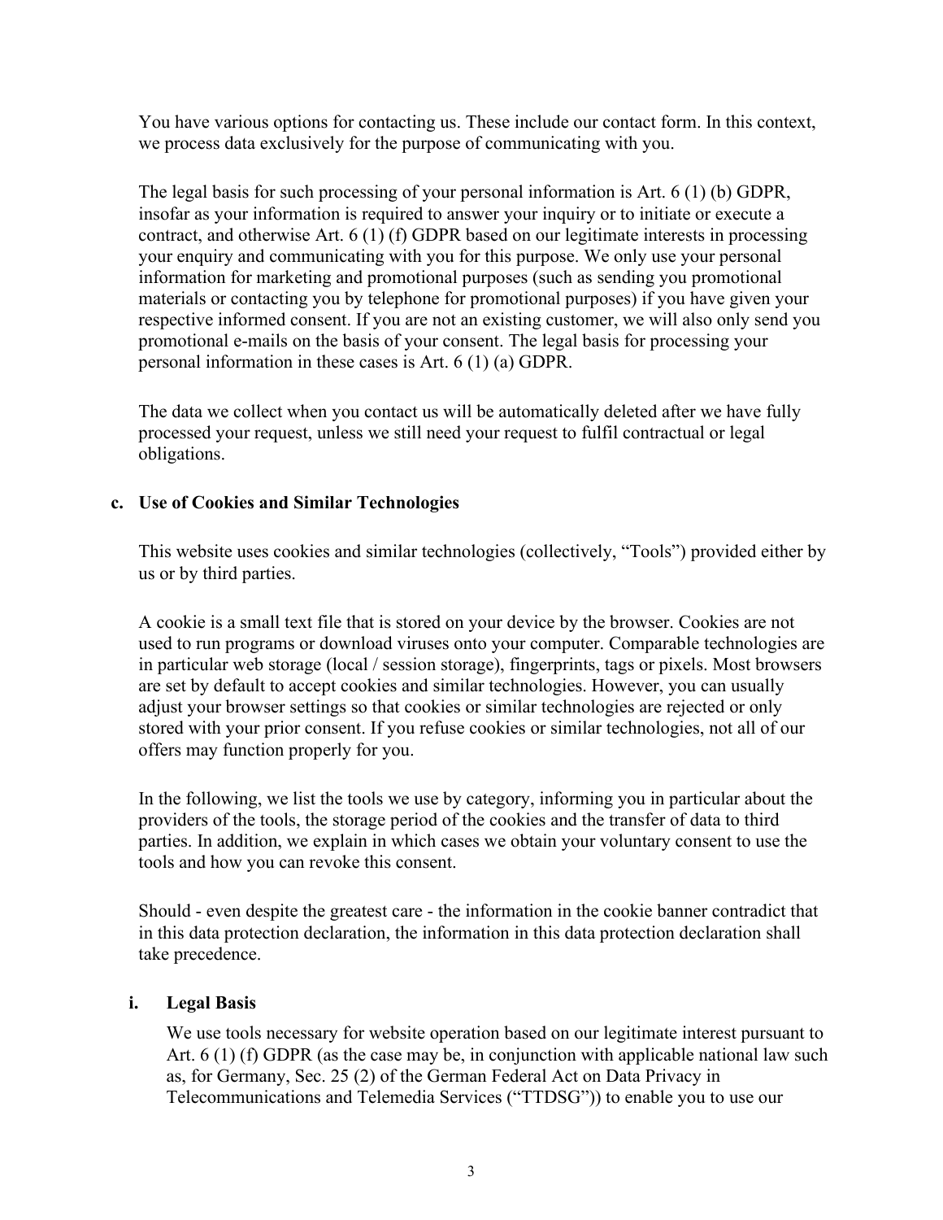You have various options for contacting us. These include our contact form. In this context, we process data exclusively for the purpose of communicating with you.

The legal basis for such processing of your personal information is Art. 6 (1) (b) GDPR, insofar as your information is required to answer your inquiry or to initiate or execute a contract, and otherwise Art. 6 (1) (f) GDPR based on our legitimate interests in processing your enquiry and communicating with you for this purpose. We only use your personal information for marketing and promotional purposes (such as sending you promotional materials or contacting you by telephone for promotional purposes) if you have given your respective informed consent. If you are not an existing customer, we will also only send you promotional e-mails on the basis of your consent. The legal basis for processing your personal information in these cases is Art. 6 (1) (a) GDPR.

The data we collect when you contact us will be automatically deleted after we have fully processed your request, unless we still need your request to fulfil contractual or legal obligations.

### c. Use of Cookies and Similar Technologies

This website uses cookies and similar technologies (collectively, "Tools") provided either by us or by third parties.

A cookie is a small text file that is stored on your device by the browser. Cookies are not used to run programs or download viruses onto your computer. Comparable technologies are in particular web storage (local / session storage), fingerprints, tags or pixels. Most browsers are set by default to accept cookies and similar technologies. However, you can usually adjust your browser settings so that cookies or similar technologies are rejected or only stored with your prior consent. If you refuse cookies or similar technologies, not all of our offers may function properly for you.

In the following, we list the tools we use by category, informing you in particular about the providers of the tools, the storage period of the cookies and the transfer of data to third parties. In addition, we explain in which cases we obtain your voluntary consent to use the tools and how you can revoke this consent.

Should - even despite the greatest care - the information in the cookie banner contradict that in this data protection declaration, the information in this data protection declaration shall take precedence.

#### i. Legal Basis

We use tools necessary for website operation based on our legitimate interest pursuant to Art. 6 (1) (f) GDPR (as the case may be, in conjunction with applicable national law such as, for Germany, Sec. 25 (2) of the German Federal Act on Data Privacy in Telecommunications and Telemedia Services ("TTDSG")) to enable you to use our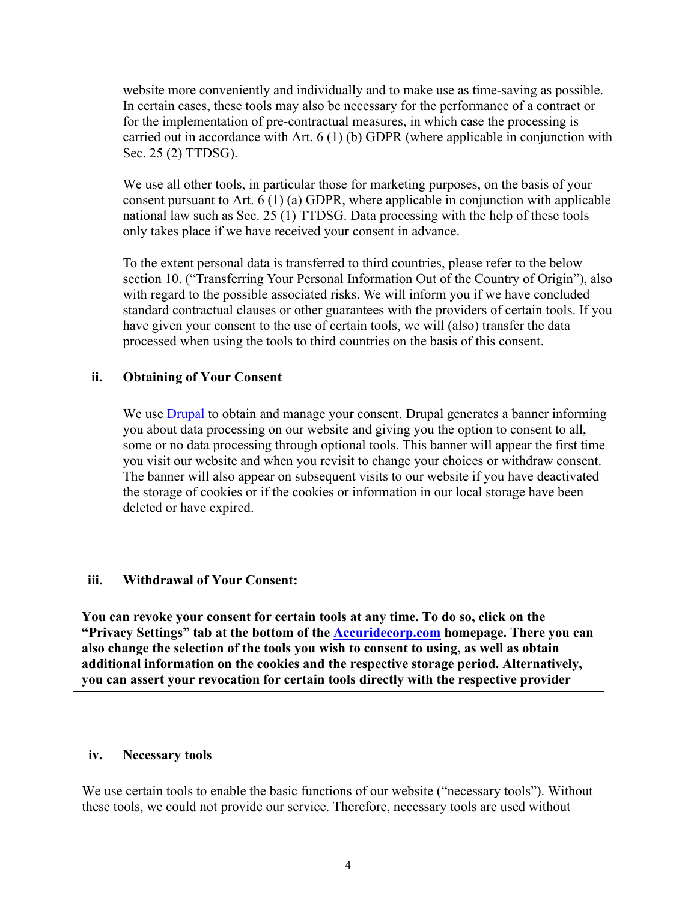website more conveniently and individually and to make use as time-saving as possible. In certain cases, these tools may also be necessary for the performance of a contract or for the implementation of pre-contractual measures, in which case the processing is carried out in accordance with Art. 6 (1) (b) GDPR (where applicable in conjunction with Sec. 25 (2) TTDSG).

We use all other tools, in particular those for marketing purposes, on the basis of your consent pursuant to Art. 6 (1) (a) GDPR, where applicable in conjunction with applicable national law such as Sec. 25 (1) TTDSG. Data processing with the help of these tools only takes place if we have received your consent in advance.

To the extent personal data is transferred to third countries, please refer to the below section 10. ("Transferring Your Personal Information Out of the Country of Origin"), also with regard to the possible associated risks. We will inform you if we have concluded standard contractual clauses or other guarantees with the providers of certain tools. If you have given your consent to the use of certain tools, we will (also) transfer the data processed when using the tools to third countries on the basis of this consent.

**ii. Obtaining of Your Consent**

We use Drupal to obtain and manage your consent. Drupal generates a banner informing you about data processing on our website and giving you the option to consent to all, some or no data processing through optional tools. This banner will appear the first time you visit our website and when you revisit to change your choices or withdraw consent. The banner will also appear on subsequent visits to our website if you have deactivated the storage of cookies or if the cookies or information in our local storage have been deleted or have expired.

**iii. Withdrawal of Your Consent:**

**You can revoke your consent for certain tools at any time. To do so, click on the "Privacy Settings" tab at the bottom of the Accuridecorp.com homepage. There you can also change the selection of the tools you wish to consent to using, as well as obtain additional information on the cookies and the respective storage period. Alternatively, you can assert your revocation for certain tools directly with the respective provider**

**iv. Necessary tools**

We use certain tools to enable the basic functions of our website ("necessary tools"). Without these tools, we could not provide our service. Therefore, necessary tools are used without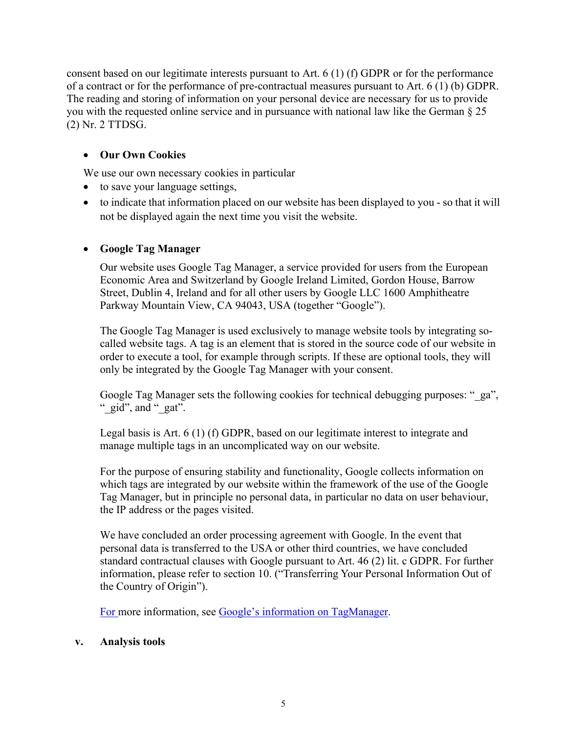consent based on our legitimate interests pursuant to Art. 6 (1) (f) GDPR or for the performance of a contract or for the performance of pre-contractual measures pursuant to Art. 6 (1) (b) GDPR. The reading and storing of information on your personal device are necessary for us to provide you with the requested online service and in pursuance with national law like the German § 25 (2) Nr. 2 TTDSG.

- **Our Own Cookies**

  We use our own necessary cookies in particular

  - to save your language settings,
  - to indicate that information placed on our website has been displayed to you - so that it will not be displayed again the next time you visit the website.

- **Google Tag Manager**

  Our website uses Google Tag Manager, a service provided for users from the European Economic Area and Switzerland by Google Ireland Limited, Gordon House, Barrow Street, Dublin 4, Ireland and for all other users by Google LLC 1600 Amphitheatre Parkway Mountain View, CA 94043, USA (together "Google").

  The Google Tag Manager is used exclusively to manage website tools by integrating so-called website tags. A tag is an element that is stored in the source code of our website in order to execute a tool, for example through scripts. If these are optional tools, they will only be integrated by the Google Tag Manager with your consent.

  Google Tag Manager sets the following cookies for technical debugging purposes: "_ga", "_gid", and "_gat".

  Legal basis is Art. 6 (1) (f) GDPR, based on our legitimate interest to integrate and manage multiple tags in an uncomplicated way on our website.

  For the purpose of ensuring stability and functionality, Google collects information on which tags are integrated by our website within the framework of the use of the Google Tag Manager, but in principle no personal data, in particular no data on user behaviour, the IP address or the pages visited.

  We have concluded an order processing agreement with Google. In the event that personal data is transferred to the USA or other third countries, we have concluded standard contractual clauses with Google pursuant to Art. 46 (2) lit. c GDPR. For further information, please refer to section 10. ("Transferring Your Personal Information Out of the Country of Origin").

  For more information, see Google's information on TagManager.

**v. Analysis tools**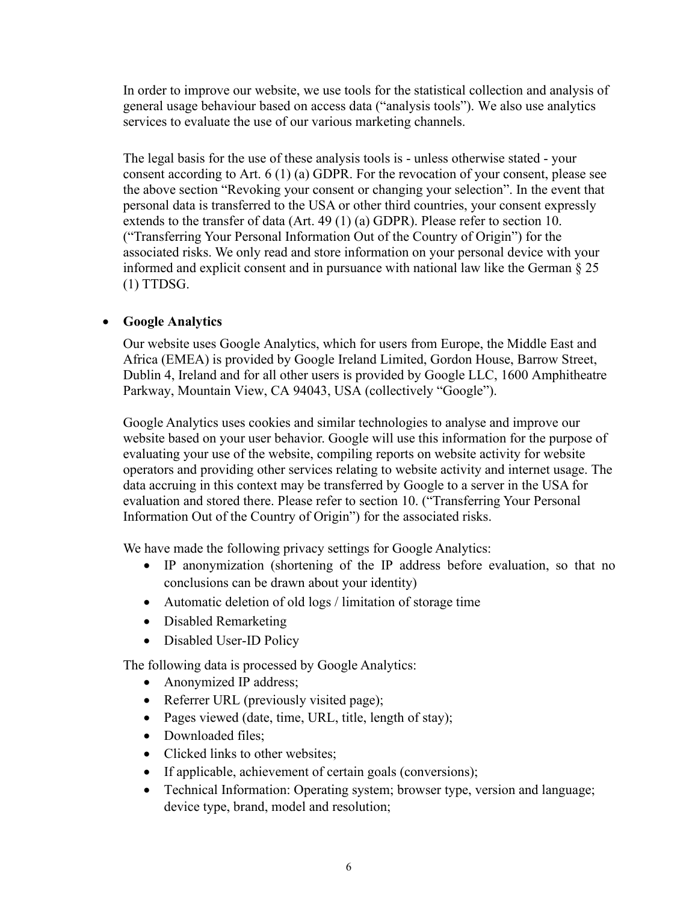In order to improve our website, we use tools for the statistical collection and analysis of general usage behaviour based on access data ("analysis tools"). We also use analytics services to evaluate the use of our various marketing channels.

The legal basis for the use of these analysis tools is - unless otherwise stated - your consent according to Art. 6 (1) (a) GDPR. For the revocation of your consent, please see the above section "Revoking your consent or changing your selection". In the event that personal data is transferred to the USA or other third countries, your consent expressly extends to the transfer of data (Art. 49 (1) (a) GDPR). Please refer to section 10. ("Transferring Your Personal Information Out of the Country of Origin") for the associated risks. We only read and store information on your personal device with your informed and explicit consent and in pursuance with national law like the German § 25 (1) TTDSG.

- **Google Analytics**

  Our website uses Google Analytics, which for users from Europe, the Middle East and Africa (EMEA) is provided by Google Ireland Limited, Gordon House, Barrow Street, Dublin 4, Ireland and for all other users is provided by Google LLC, 1600 Amphitheatre Parkway, Mountain View, CA 94043, USA (collectively "Google").

  Google Analytics uses cookies and similar technologies to analyse and improve our website based on your user behavior. Google will use this information for the purpose of evaluating your use of the website, compiling reports on website activity for website operators and providing other services relating to website activity and internet usage. The data accruing in this context may be transferred by Google to a server in the USA for evaluation and stored there. Please refer to section 10. ("Transferring Your Personal Information Out of the Country of Origin") for the associated risks.

  We have made the following privacy settings for Google Analytics:

  - IP anonymization (shortening of the IP address before evaluation, so that no conclusions can be drawn about your identity)
  - Automatic deletion of old logs / limitation of storage time
  - Disabled Remarketing
  - Disabled User-ID Policy

  The following data is processed by Google Analytics:

  - Anonymized IP address;
  - Referrer URL (previously visited page);
  - Pages viewed (date, time, URL, title, length of stay);
  - Downloaded files;
  - Clicked links to other websites;
  - If applicable, achievement of certain goals (conversions);
  - Technical Information: Operating system; browser type, version and language; device type, brand, model and resolution;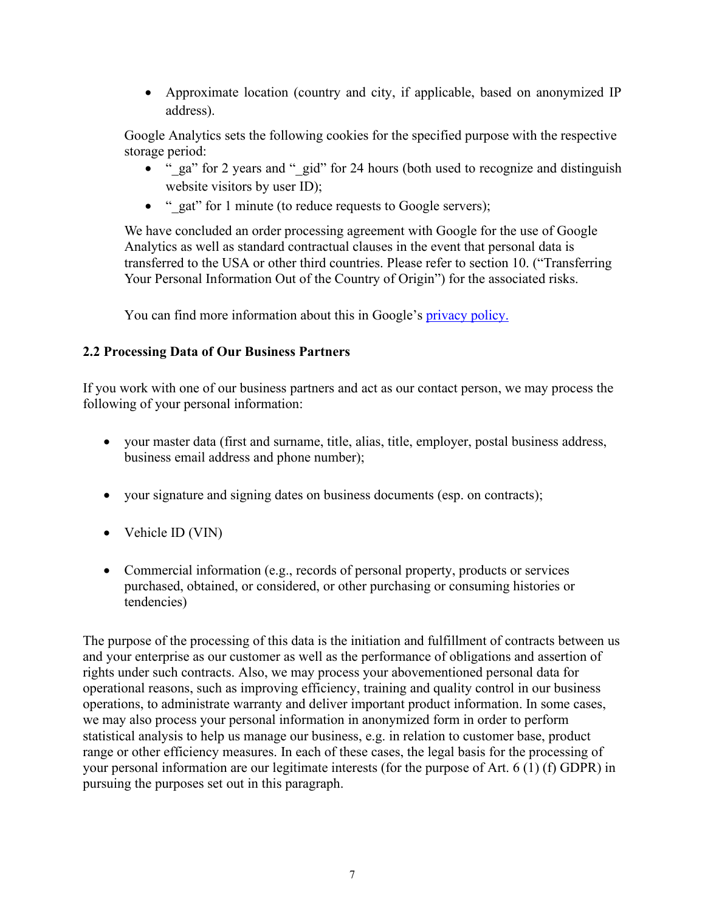- Approximate location (country and city, if applicable, based on anonymized IP address).

Google Analytics sets the following cookies for the specified purpose with the respective storage period:

- "_ga" for 2 years and "_gid" for 24 hours (both used to recognize and distinguish website visitors by user ID);
- "_gat" for 1 minute (to reduce requests to Google servers);

We have concluded an order processing agreement with Google for the use of Google Analytics as well as standard contractual clauses in the event that personal data is transferred to the USA or other third countries. Please refer to section 10. ("Transferring Your Personal Information Out of the Country of Origin") for the associated risks.

You can find more information about this in Google's [privacy policy.]()

**2.2 Processing Data of Our Business Partners**

If you work with one of our business partners and act as our contact person, we may process the following of your personal information:

- your master data (first and surname, title, alias, title, employer, postal business address, business email address and phone number);
- your signature and signing dates on business documents (esp. on contracts);
- Vehicle ID (VIN)
- Commercial information (e.g., records of personal property, products or services purchased, obtained, or considered, or other purchasing or consuming histories or tendencies)

The purpose of the processing of this data is the initiation and fulfillment of contracts between us and your enterprise as our customer as well as the performance of obligations and assertion of rights under such contracts. Also, we may process your abovementioned personal data for operational reasons, such as improving efficiency, training and quality control in our business operations, to administrate warranty and deliver important product information. In some cases, we may also process your personal information in anonymized form in order to perform statistical analysis to help us manage our business, e.g. in relation to customer base, product range or other efficiency measures. In each of these cases, the legal basis for the processing of your personal information are our legitimate interests (for the purpose of Art. 6 (1) (f) GDPR) in pursuing the purposes set out in this paragraph.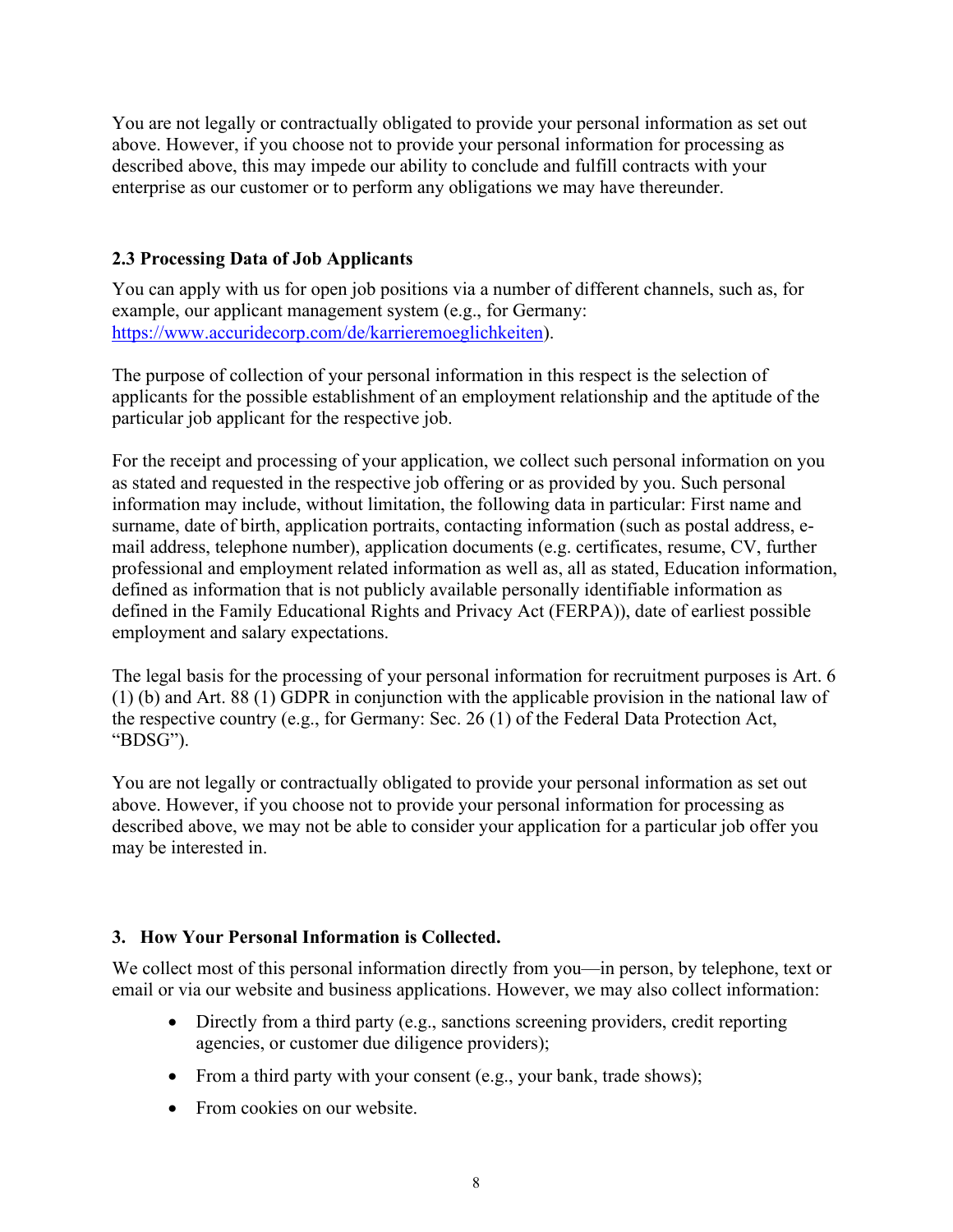You are not legally or contractually obligated to provide your personal information as set out above. However, if you choose not to provide your personal information for processing as described above, this may impede our ability to conclude and fulfill contracts with your enterprise as our customer or to perform any obligations we may have thereunder.

### 2.3 Processing Data of Job Applicants

You can apply with us for open job positions via a number of different channels, such as, for example, our applicant management system (e.g., for Germany: [https://www.accuridecorp.com/de/karrieremoeglichkeiten](https://www.accuridecorp.com/de/karrieremoeglichkeiten)).

The purpose of collection of your personal information in this respect is the selection of applicants for the possible establishment of an employment relationship and the aptitude of the particular job applicant for the respective job.

For the receipt and processing of your application, we collect such personal information on you as stated and requested in the respective job offering or as provided by you. Such personal information may include, without limitation, the following data in particular: First name and surname, date of birth, application portraits, contacting information (such as postal address, e-mail address, telephone number), application documents (e.g. certificates, resume, CV, further professional and employment related information as well as, all as stated, Education information, defined as information that is not publicly available personally identifiable information as defined in the Family Educational Rights and Privacy Act (FERPA)), date of earliest possible employment and salary expectations.

The legal basis for the processing of your personal information for recruitment purposes is Art. 6 (1) (b) and Art. 88 (1) GDPR in conjunction with the applicable provision in the national law of the respective country (e.g., for Germany: Sec. 26 (1) of the Federal Data Protection Act, "BDSG").

You are not legally or contractually obligated to provide your personal information as set out above. However, if you choose not to provide your personal information for processing as described above, we may not be able to consider your application for a particular job offer you may be interested in.

## 3. How Your Personal Information is Collected.

We collect most of this personal information directly from you—in person, by telephone, text or email or via our website and business applications. However, we may also collect information:

- Directly from a third party (e.g., sanctions screening providers, credit reporting agencies, or customer due diligence providers);
- From a third party with your consent (e.g., your bank, trade shows);
- From cookies on our website.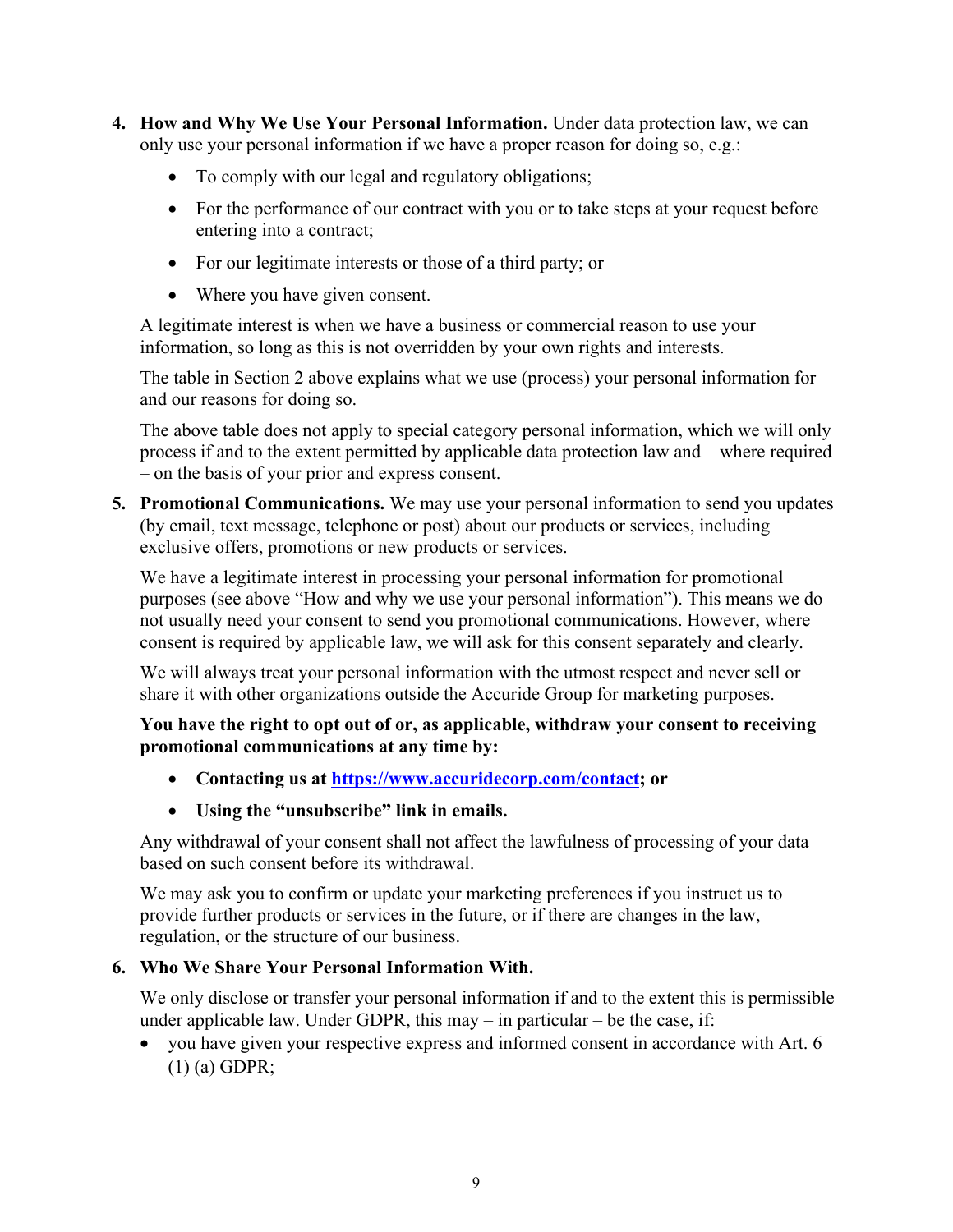4. **How and Why We Use Your Personal Information.** Under data protection law, we can only use your personal information if we have a proper reason for doing so, e.g.:

   - To comply with our legal and regulatory obligations;
   - For the performance of our contract with you or to take steps at your request before entering into a contract;
   - For our legitimate interests or those of a third party; or
   - Where you have given consent.

   A legitimate interest is when we have a business or commercial reason to use your information, so long as this is not overridden by your own rights and interests.

   The table in Section 2 above explains what we use (process) your personal information for and our reasons for doing so.

   The above table does not apply to special category personal information, which we will only process if and to the extent permitted by applicable data protection law and – where required – on the basis of your prior and express consent.

5. **Promotional Communications.** We may use your personal information to send you updates (by email, text message, telephone or post) about our products or services, including exclusive offers, promotions or new products or services.

   We have a legitimate interest in processing your personal information for promotional purposes (see above "How and why we use your personal information"). This means we do not usually need your consent to send you promotional communications. However, where consent is required by applicable law, we will ask for this consent separately and clearly.

   We will always treat your personal information with the utmost respect and never sell or share it with other organizations outside the Accuride Group for marketing purposes.

   **You have the right to opt out of or, as applicable, withdraw your consent to receiving promotional communications at any time by:**

   - **Contacting us at [https://www.accuridecorp.com/contact](https://www.accuridecorp.com/contact); or**
   - **Using the "unsubscribe" link in emails.**

   Any withdrawal of your consent shall not affect the lawfulness of processing of your data based on such consent before its withdrawal.

   We may ask you to confirm or update your marketing preferences if you instruct us to provide further products or services in the future, or if there are changes in the law, regulation, or the structure of our business.

6. **Who We Share Your Personal Information With.**

   We only disclose or transfer your personal information if and to the extent this is permissible under applicable law. Under GDPR, this may – in particular – be the case, if:

   - you have given your respective express and informed consent in accordance with Art. 6 (1) (a) GDPR;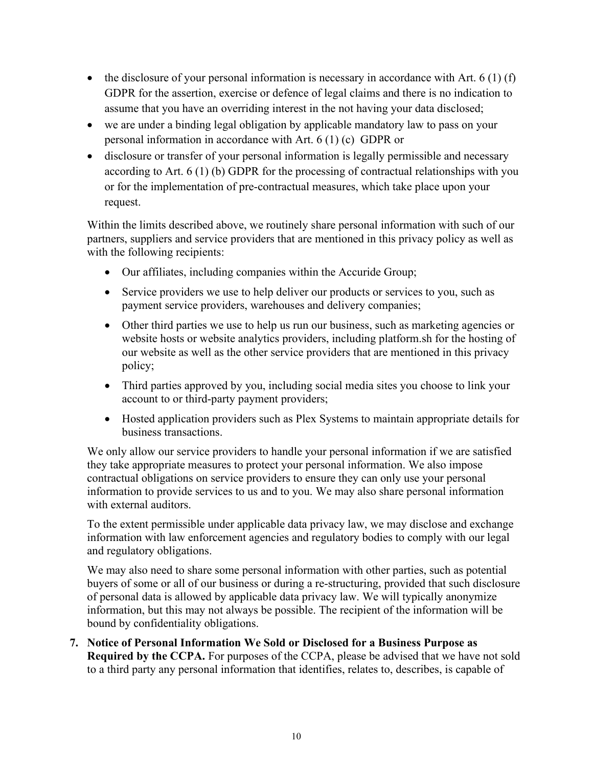- the disclosure of your personal information is necessary in accordance with Art. 6 (1) (f) GDPR for the assertion, exercise or defence of legal claims and there is no indication to assume that you have an overriding interest in the not having your data disclosed;
- we are under a binding legal obligation by applicable mandatory law to pass on your personal information in accordance with Art. 6 (1) (c) GDPR or
- disclosure or transfer of your personal information is legally permissible and necessary according to Art. 6 (1) (b) GDPR for the processing of contractual relationships with you or for the implementation of pre-contractual measures, which take place upon your request.

Within the limits described above, we routinely share personal information with such of our partners, suppliers and service providers that are mentioned in this privacy policy as well as with the following recipients:

- Our affiliates, including companies within the Accuride Group;
- Service providers we use to help deliver our products or services to you, such as payment service providers, warehouses and delivery companies;
- Other third parties we use to help us run our business, such as marketing agencies or website hosts or website analytics providers, including platform.sh for the hosting of our website as well as the other service providers that are mentioned in this privacy policy;
- Third parties approved by you, including social media sites you choose to link your account to or third-party payment providers;
- Hosted application providers such as Plex Systems to maintain appropriate details for business transactions.

We only allow our service providers to handle your personal information if we are satisfied they take appropriate measures to protect your personal information. We also impose contractual obligations on service providers to ensure they can only use your personal information to provide services to us and to you. We may also share personal information with external auditors.

To the extent permissible under applicable data privacy law, we may disclose and exchange information with law enforcement agencies and regulatory bodies to comply with our legal and regulatory obligations.

We may also need to share some personal information with other parties, such as potential buyers of some or all of our business or during a re-structuring, provided that such disclosure of personal data is allowed by applicable data privacy law. We will typically anonymize information, but this may not always be possible. The recipient of the information will be bound by confidentiality obligations.

7. **Notice of Personal Information We Sold or Disclosed for a Business Purpose as Required by the CCPA.** For purposes of the CCPA, please be advised that we have not sold to a third party any personal information that identifies, relates to, describes, is capable of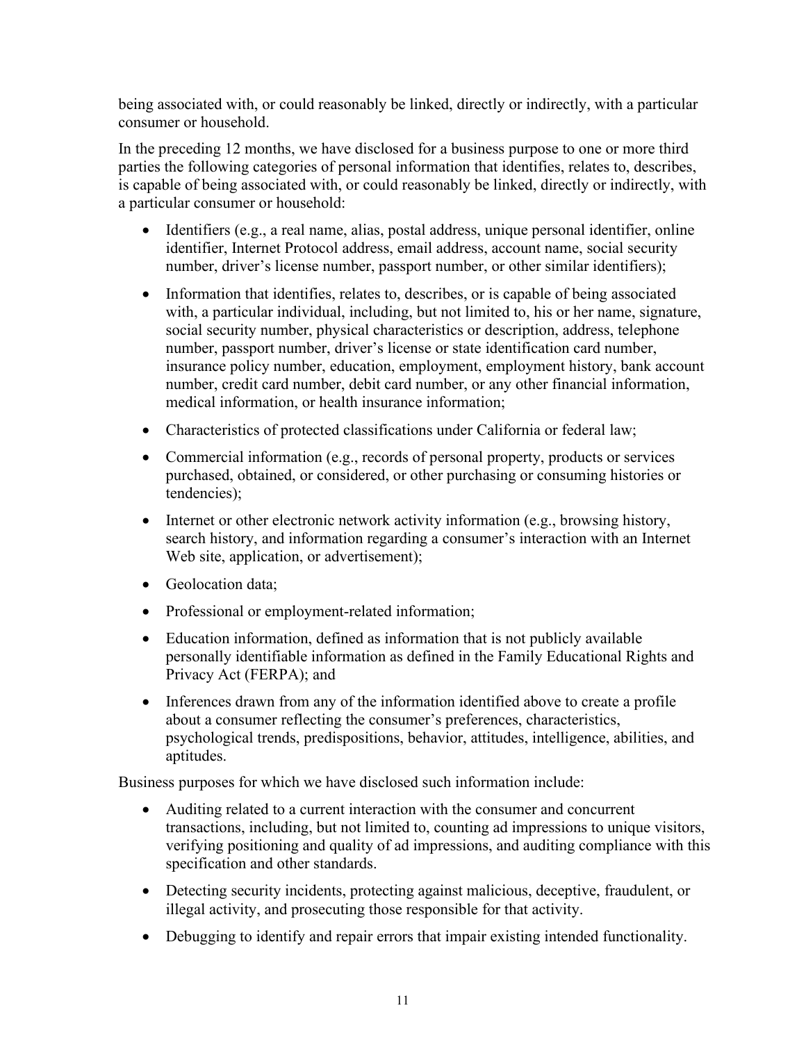being associated with, or could reasonably be linked, directly or indirectly, with a particular consumer or household.

In the preceding 12 months, we have disclosed for a business purpose to one or more third parties the following categories of personal information that identifies, relates to, describes, is capable of being associated with, or could reasonably be linked, directly or indirectly, with a particular consumer or household:

- Identifiers (e.g., a real name, alias, postal address, unique personal identifier, online identifier, Internet Protocol address, email address, account name, social security number, driver's license number, passport number, or other similar identifiers);
- Information that identifies, relates to, describes, or is capable of being associated with, a particular individual, including, but not limited to, his or her name, signature, social security number, physical characteristics or description, address, telephone number, passport number, driver's license or state identification card number, insurance policy number, education, employment, employment history, bank account number, credit card number, debit card number, or any other financial information, medical information, or health insurance information;
- Characteristics of protected classifications under California or federal law;
- Commercial information (e.g., records of personal property, products or services purchased, obtained, or considered, or other purchasing or consuming histories or tendencies);
- Internet or other electronic network activity information (e.g., browsing history, search history, and information regarding a consumer's interaction with an Internet Web site, application, or advertisement);
- Geolocation data;
- Professional or employment-related information;
- Education information, defined as information that is not publicly available personally identifiable information as defined in the Family Educational Rights and Privacy Act (FERPA); and
- Inferences drawn from any of the information identified above to create a profile about a consumer reflecting the consumer's preferences, characteristics, psychological trends, predispositions, behavior, attitudes, intelligence, abilities, and aptitudes.

Business purposes for which we have disclosed such information include:

- Auditing related to a current interaction with the consumer and concurrent transactions, including, but not limited to, counting ad impressions to unique visitors, verifying positioning and quality of ad impressions, and auditing compliance with this specification and other standards.
- Detecting security incidents, protecting against malicious, deceptive, fraudulent, or illegal activity, and prosecuting those responsible for that activity.
- Debugging to identify and repair errors that impair existing intended functionality.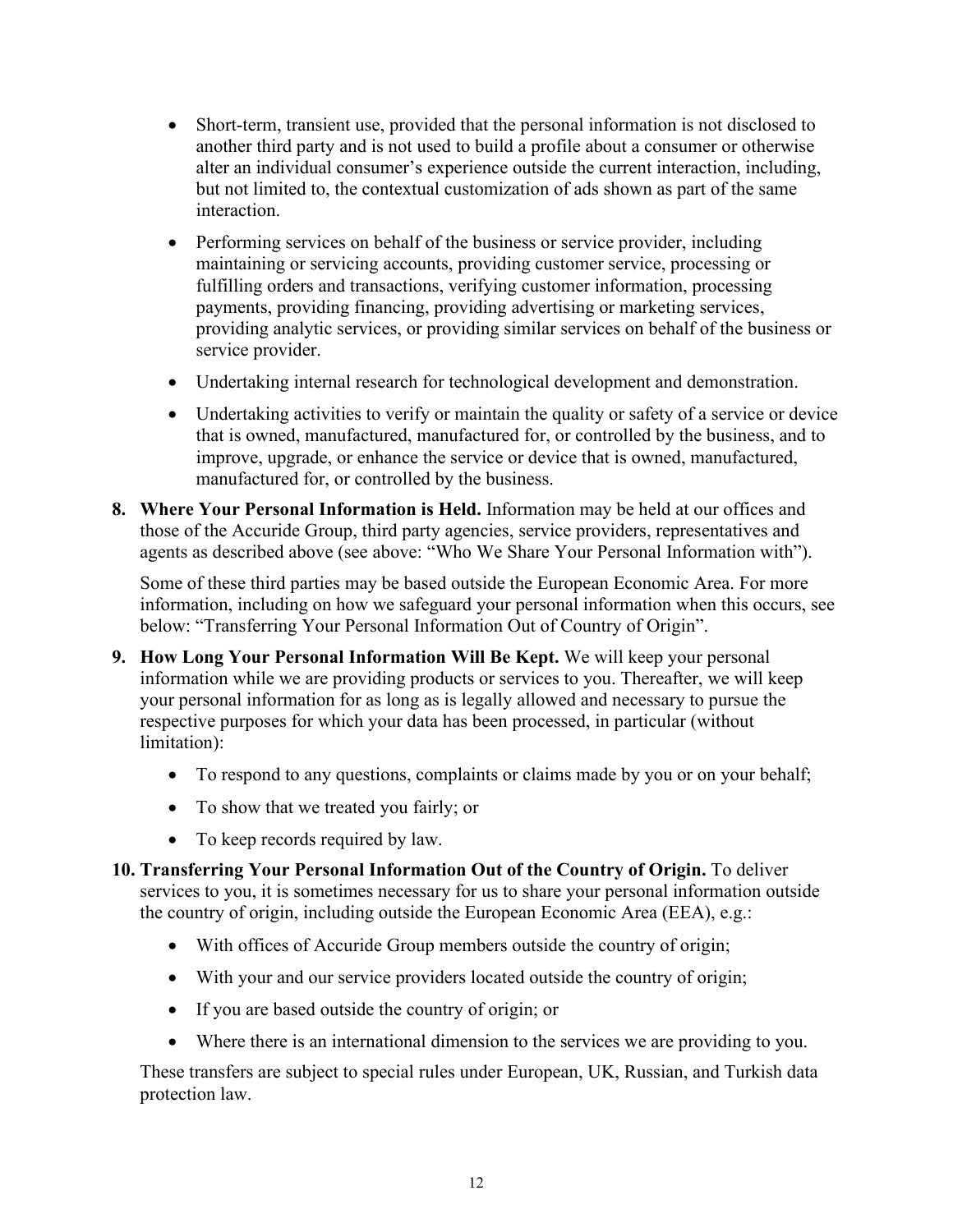- Short-term, transient use, provided that the personal information is not disclosed to another third party and is not used to build a profile about a consumer or otherwise alter an individual consumer's experience outside the current interaction, including, but not limited to, the contextual customization of ads shown as part of the same interaction.
- Performing services on behalf of the business or service provider, including maintaining or servicing accounts, providing customer service, processing or fulfilling orders and transactions, verifying customer information, processing payments, providing financing, providing advertising or marketing services, providing analytic services, or providing similar services on behalf of the business or service provider.
- Undertaking internal research for technological development and demonstration.
- Undertaking activities to verify or maintain the quality or safety of a service or device that is owned, manufactured, manufactured for, or controlled by the business, and to improve, upgrade, or enhance the service or device that is owned, manufactured, manufactured for, or controlled by the business.

8. **Where Your Personal Information is Held.** Information may be held at our offices and those of the Accuride Group, third party agencies, service providers, representatives and agents as described above (see above: "Who We Share Your Personal Information with").

   Some of these third parties may be based outside the European Economic Area. For more information, including on how we safeguard your personal information when this occurs, see below: "Transferring Your Personal Information Out of Country of Origin".

9. **How Long Your Personal Information Will Be Kept.** We will keep your personal information while we are providing products or services to you. Thereafter, we will keep your personal information for as long as is legally allowed and necessary to pursue the respective purposes for which your data has been processed, in particular (without limitation):

   - To respond to any questions, complaints or claims made by you or on your behalf;
   - To show that we treated you fairly; or
   - To keep records required by law.

10. **Transferring Your Personal Information Out of the Country of Origin.** To deliver services to you, it is sometimes necessary for us to share your personal information outside the country of origin, including outside the European Economic Area (EEA), e.g.:

    - With offices of Accuride Group members outside the country of origin;
    - With your and our service providers located outside the country of origin;
    - If you are based outside the country of origin; or
    - Where there is an international dimension to the services we are providing to you.

    These transfers are subject to special rules under European, UK, Russian, and Turkish data protection law.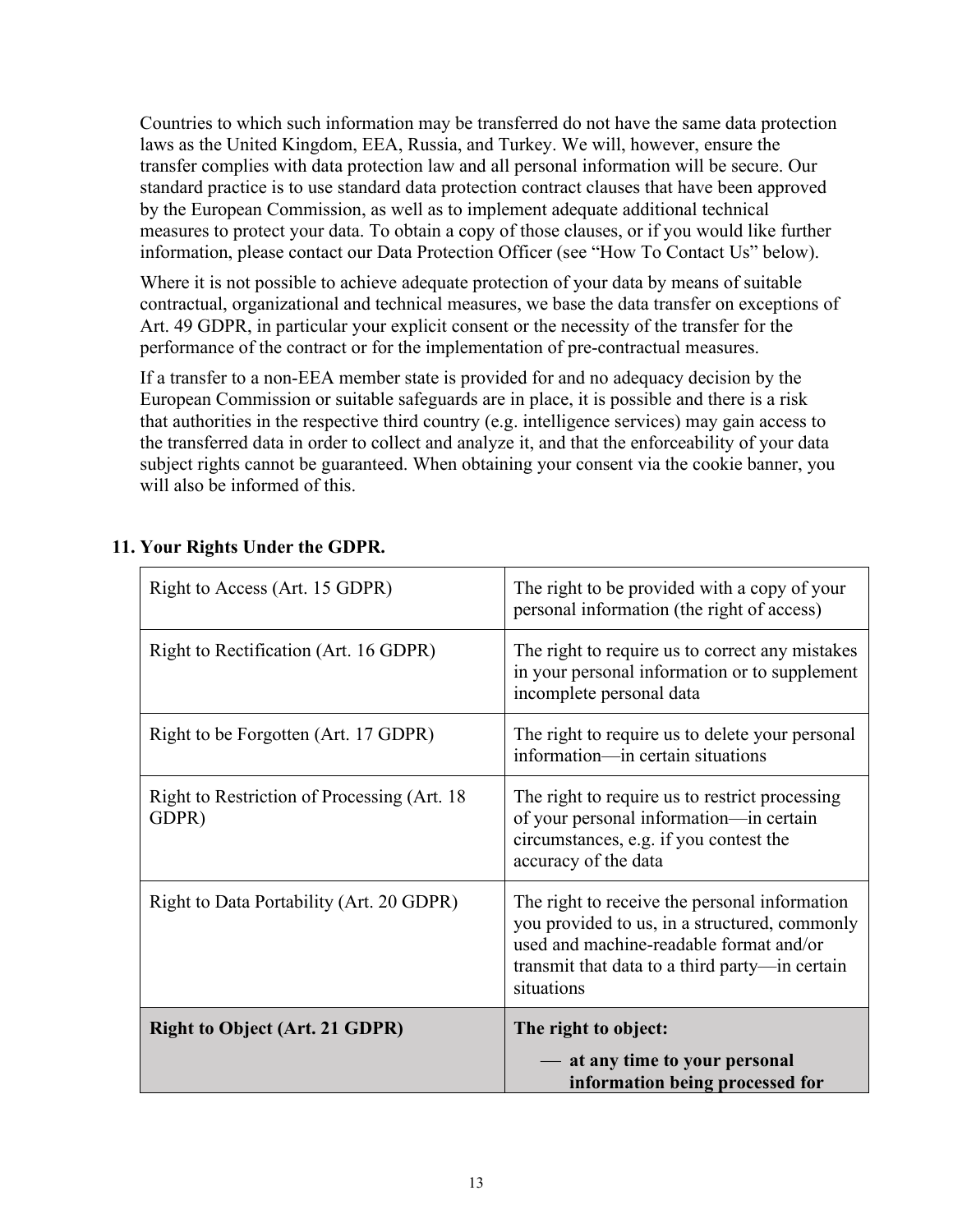Countries to which such information may be transferred do not have the same data protection laws as the United Kingdom, EEA, Russia, and Turkey. We will, however, ensure the transfer complies with data protection law and all personal information will be secure. Our standard practice is to use standard data protection contract clauses that have been approved by the European Commission, as well as to implement adequate additional technical measures to protect your data. To obtain a copy of those clauses, or if you would like further information, please contact our Data Protection Officer (see "How To Contact Us" below).

Where it is not possible to achieve adequate protection of your data by means of suitable contractual, organizational and technical measures, we base the data transfer on exceptions of Art. 49 GDPR, in particular your explicit consent or the necessity of the transfer for the performance of the contract or for the implementation of pre-contractual measures.

If a transfer to a non-EEA member state is provided for and no adequacy decision by the European Commission or suitable safeguards are in place, it is possible and there is a risk that authorities in the respective third country (e.g. intelligence services) may gain access to the transferred data in order to collect and analyze it, and that the enforceability of your data subject rights cannot be guaranteed. When obtaining your consent via the cookie banner, you will also be informed of this.

## 11. Your Rights Under the GDPR.

| | |
|---|---|
| Right to Access (Art. 15 GDPR) | The right to be provided with a copy of your personal information (the right of access) |
| Right to Rectification (Art. 16 GDPR) | The right to require us to correct any mistakes in your personal information or to supplement incomplete personal data |
| Right to be Forgotten (Art. 17 GDPR) | The right to require us to delete your personal information—in certain situations |
| Right to Restriction of Processing (Art. 18 GDPR) | The right to require us to restrict processing of your personal information—in certain circumstances, e.g. if you contest the accuracy of the data |
| Right to Data Portability (Art. 20 GDPR) | The right to receive the personal information you provided to us, in a structured, commonly used and machine-readable format and/or transmit that data to a third party—in certain situations |
| **Right to Object (Art. 21 GDPR)** | **The right to object:** <br> — **at any time to your personal information being processed for** |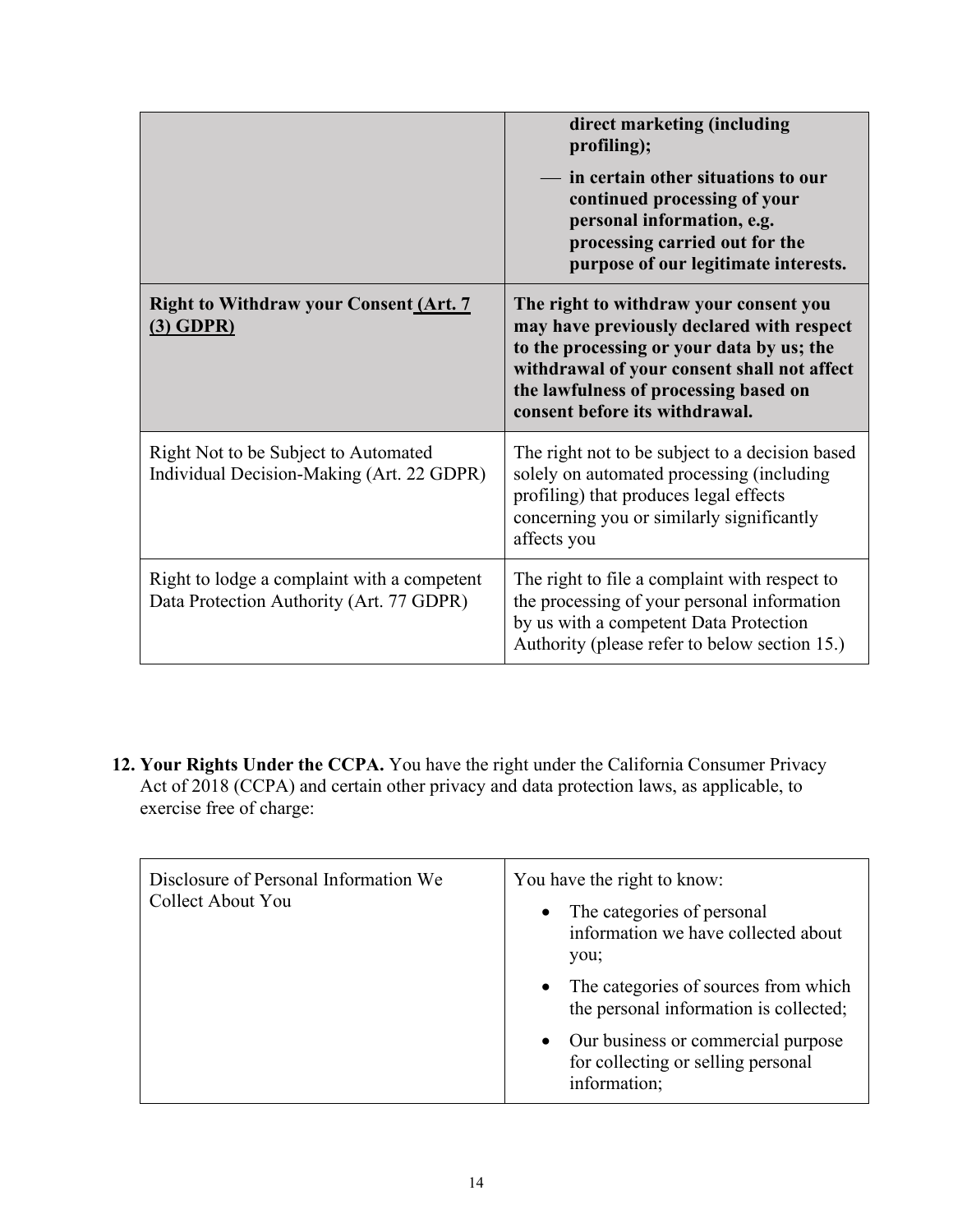| | |
|---|---|
| | **direct marketing (including profiling);**<br>— **in certain other situations to our continued processing of your personal information, e.g. processing carried out for the purpose of our legitimate interests.** |
| **Right to Withdraw your Consent (Art. 7 (3) GDPR)** | **The right to withdraw your consent you may have previously declared with respect to the processing or your data by us; the withdrawal of your consent shall not affect the lawfulness of processing based on consent before its withdrawal.** |
| Right Not to be Subject to Automated Individual Decision-Making (Art. 22 GDPR) | The right not to be subject to a decision based solely on automated processing (including profiling) that produces legal effects concerning you or similarly significantly affects you |
| Right to lodge a complaint with a competent Data Protection Authority (Art. 77 GDPR) | The right to file a complaint with respect to the processing of your personal information by us with a competent Data Protection Authority (please refer to below section 15.) |

12. **Your Rights Under the CCPA.** You have the right under the California Consumer Privacy Act of 2018 (CCPA) and certain other privacy and data protection laws, as applicable, to exercise free of charge:

| | |
|---|---|
| Disclosure of Personal Information We Collect About You | You have the right to know:<br>• The categories of personal information we have collected about you;<br>• The categories of sources from which the personal information is collected;<br>• Our business or commercial purpose for collecting or selling personal information; |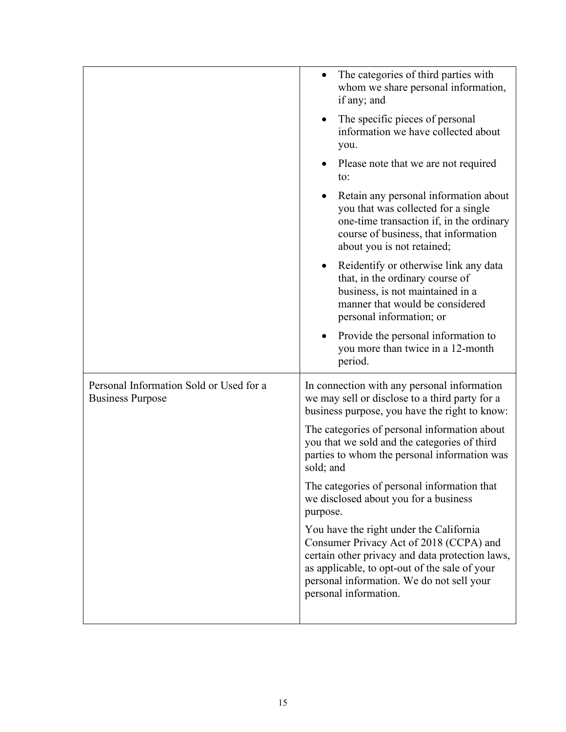| | |
|---|---|
| | • The categories of third parties with whom we share personal information, if any; and<br>• The specific pieces of personal information we have collected about you.<br>• Please note that we are not required to:<br>• Retain any personal information about you that was collected for a single one-time transaction if, in the ordinary course of business, that information about you is not retained;<br>• Reidentify or otherwise link any data that, in the ordinary course of business, is not maintained in a manner that would be considered personal information; or<br>• Provide the personal information to you more than twice in a 12-month period. |
| Personal Information Sold or Used for a Business Purpose | In connection with any personal information we may sell or disclose to a third party for a business purpose, you have the right to know:<br><br>The categories of personal information about you that we sold and the categories of third parties to whom the personal information was sold; and<br><br>The categories of personal information that we disclosed about you for a business purpose.<br><br>You have the right under the California Consumer Privacy Act of 2018 (CCPA) and certain other privacy and data protection laws, as applicable, to opt-out of the sale of your personal information. We do not sell your personal information. |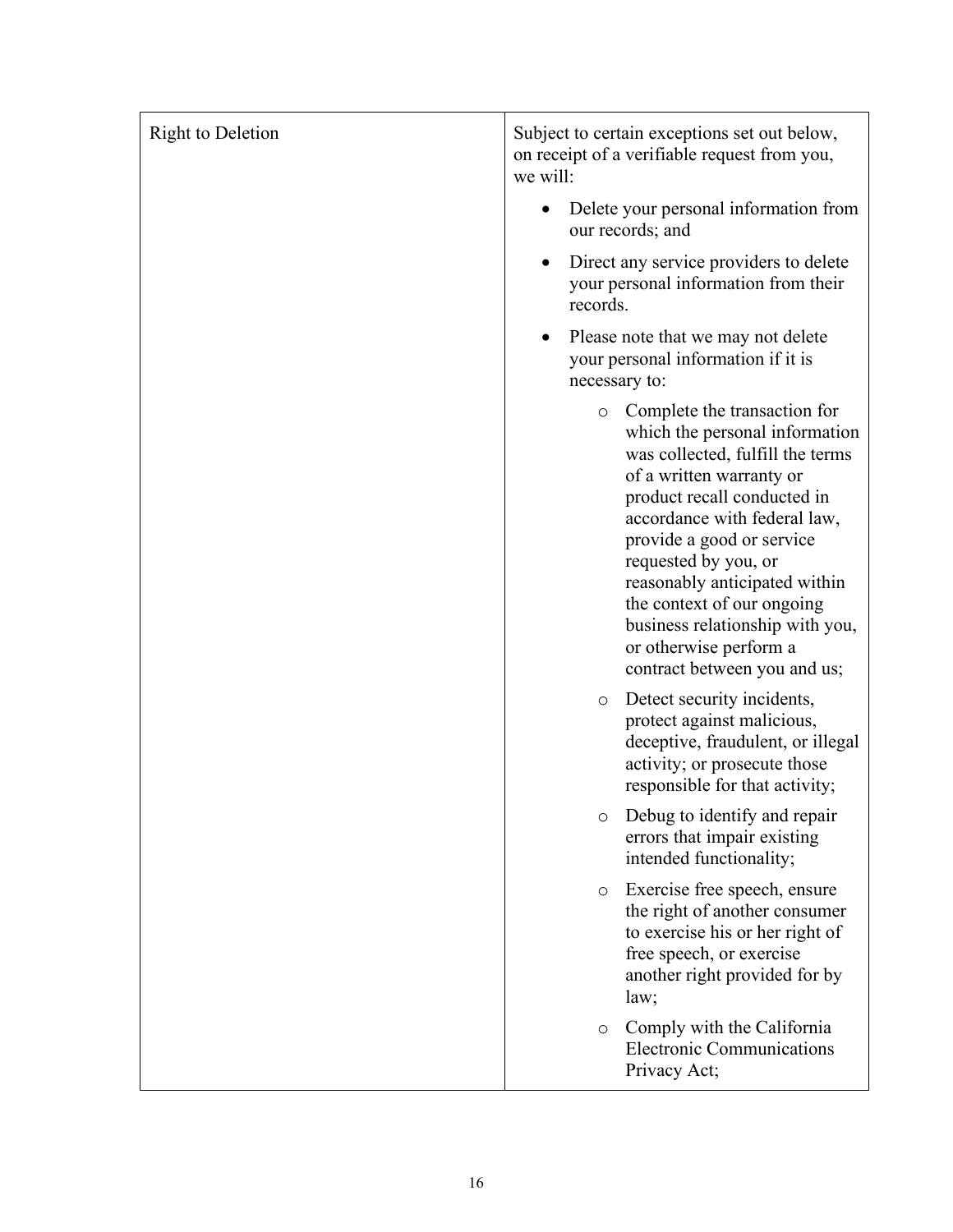| Right to Deletion | Subject to certain exceptions set out below, on receipt of a verifiable request from you, we will:<br><br>• Delete your personal information from our records; and<br><br>• Direct any service providers to delete your personal information from their records.<br><br>• Please note that we may not delete your personal information if it is necessary to:<br><br>&nbsp;&nbsp;&nbsp;&nbsp;o Complete the transaction for which the personal information was collected, fulfill the terms of a written warranty or product recall conducted in accordance with federal law, provide a good or service requested by you, or reasonably anticipated within the context of our ongoing business relationship with you, or otherwise perform a contract between you and us;<br><br>&nbsp;&nbsp;&nbsp;&nbsp;o Detect security incidents, protect against malicious, deceptive, fraudulent, or illegal activity; or prosecute those responsible for that activity;<br><br>&nbsp;&nbsp;&nbsp;&nbsp;o Debug to identify and repair errors that impair existing intended functionality;<br><br>&nbsp;&nbsp;&nbsp;&nbsp;o Exercise free speech, ensure the right of another consumer to exercise his or her right of free speech, or exercise another right provided for by law;<br><br>&nbsp;&nbsp;&nbsp;&nbsp;o Comply with the California Electronic Communications Privacy Act; |
| --- | --- |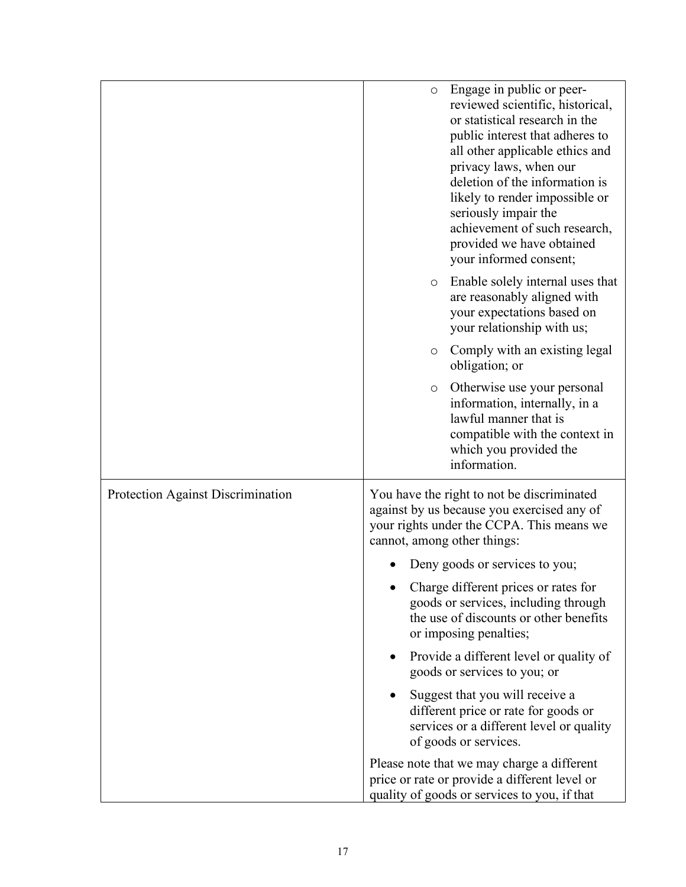| | |
|---|---|
| | ◦ Engage in public or peer-reviewed scientific, historical, or statistical research in the public interest that adheres to all other applicable ethics and privacy laws, when our deletion of the information is likely to render impossible or seriously impair the achievement of such research, provided we have obtained your informed consent;<br>◦ Enable solely internal uses that are reasonably aligned with your expectations based on your relationship with us;<br>◦ Comply with an existing legal obligation; or<br>◦ Otherwise use your personal information, internally, in a lawful manner that is compatible with the context in which you provided the information. |
| Protection Against Discrimination | You have the right to not be discriminated against by us because you exercised any of your rights under the CCPA. This means we cannot, among other things:<br>• Deny goods or services to you;<br>• Charge different prices or rates for goods or services, including through the use of discounts or other benefits or imposing penalties;<br>• Provide a different level or quality of goods or services to you; or<br>• Suggest that you will receive a different price or rate for goods or services or a different level or quality of goods or services.<br>Please note that we may charge a different price or rate or provide a different level or quality of goods or services to you, if that |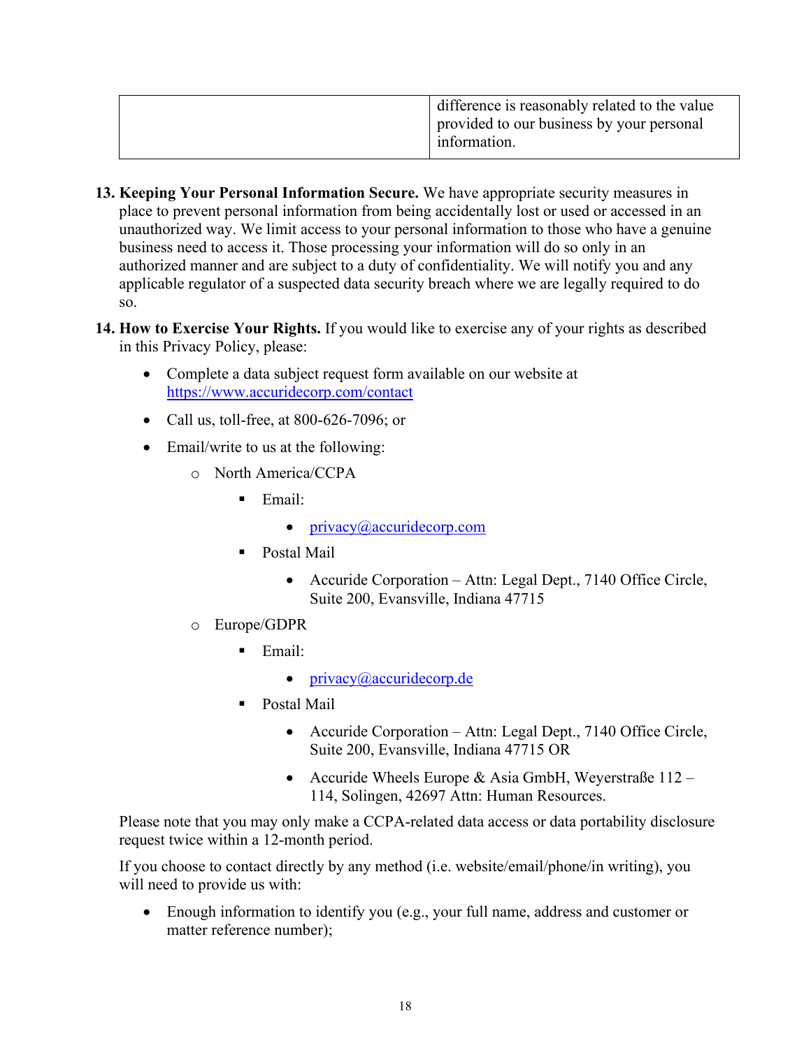| | |
|---|---|
| | difference is reasonably related to the value provided to our business by your personal information. |

13. **Keeping Your Personal Information Secure.** We have appropriate security measures in place to prevent personal information from being accidentally lost or used or accessed in an unauthorized way. We limit access to your personal information to those who have a genuine business need to access it. Those processing your information will do so only in an authorized manner and are subject to a duty of confidentiality. We will notify you and any applicable regulator of a suspected data security breach where we are legally required to do so.

14. **How to Exercise Your Rights.** If you would like to exercise any of your rights as described in this Privacy Policy, please:

    - Complete a data subject request form available on our website at https://www.accuridecorp.com/contact
    - Call us, toll-free, at 800-626-7096; or
    - Email/write to us at the following:
        - North America/CCPA
            - Email:
                - privacy@accuridecorp.com
            - Postal Mail
                - Accuride Corporation – Attn: Legal Dept., 7140 Office Circle, Suite 200, Evansville, Indiana 47715
        - Europe/GDPR
            - Email:
                - privacy@accuridecorp.de
            - Postal Mail
                - Accuride Corporation – Attn: Legal Dept., 7140 Office Circle, Suite 200, Evansville, Indiana 47715 OR
                - Accuride Wheels Europe & Asia GmbH, Weyerstraße 112 – 114, Solingen, 42697 Attn: Human Resources.

    Please note that you may only make a CCPA-related data access or data portability disclosure request twice within a 12-month period.

    If you choose to contact directly by any method (i.e. website/email/phone/in writing), you will need to provide us with:

    - Enough information to identify you (e.g., your full name, address and customer or matter reference number);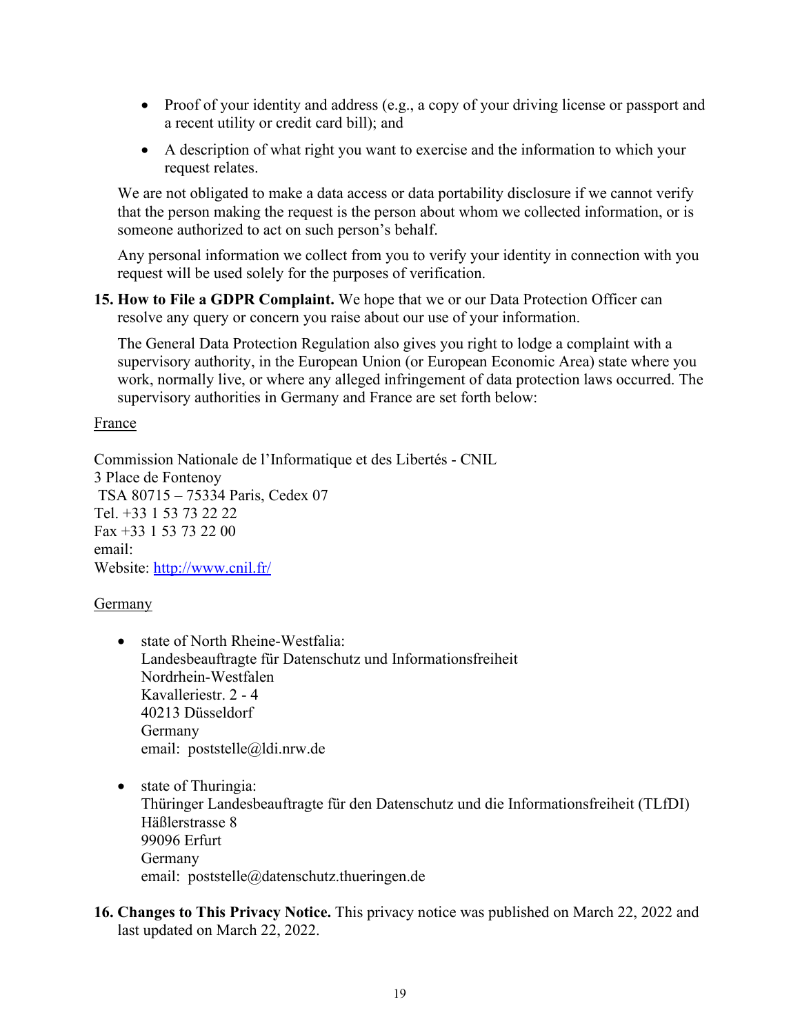- Proof of your identity and address (e.g., a copy of your driving license or passport and a recent utility or credit card bill); and
- A description of what right you want to exercise and the information to which your request relates.

We are not obligated to make a data access or data portability disclosure if we cannot verify that the person making the request is the person about whom we collected information, or is someone authorized to act on such person's behalf.

Any personal information we collect from you to verify your identity in connection with you request will be used solely for the purposes of verification.

**15. How to File a GDPR Complaint.** We hope that we or our Data Protection Officer can resolve any query or concern you raise about our use of your information.

The General Data Protection Regulation also gives you right to lodge a complaint with a supervisory authority, in the European Union (or European Economic Area) state where you work, normally live, or where any alleged infringement of data protection laws occurred. The supervisory authorities in Germany and France are set forth below:

France

Commission Nationale de l'Informatique et des Libertés - CNIL
3 Place de Fontenoy
TSA 80715 – 75334 Paris, Cedex 07
Tel. +33 1 53 73 22 22
Fax +33 1 53 73 22 00
email:
Website: http://www.cnil.fr/

Germany

- state of North Rheine-Westfalia:
  Landesbeauftragte für Datenschutz und Informationsfreiheit
  Nordrhein-Westfalen
  Kavalleriestr. 2 - 4
  40213 Düsseldorf
  Germany
  email: poststelle@ldi.nrw.de

- state of Thuringia:
  Thüringer Landesbeauftragte für den Datenschutz und die Informationsfreiheit (TLfDI)
  Häßlerstrasse 8
  99096 Erfurt
  Germany
  email: poststelle@datenschutz.thueringen.de

**16. Changes to This Privacy Notice.** This privacy notice was published on March 22, 2022 and last updated on March 22, 2022.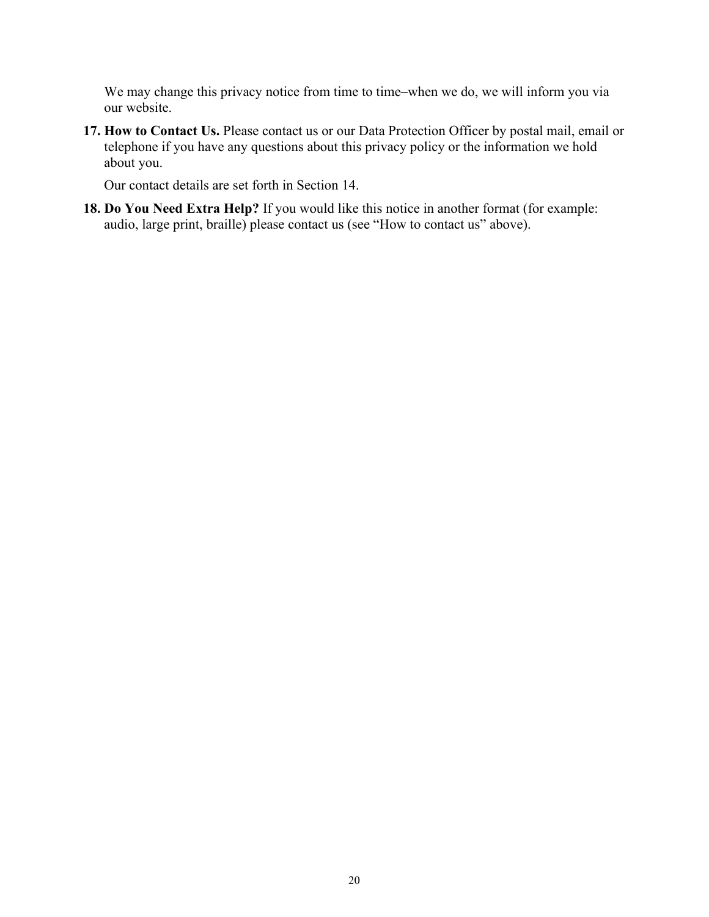We may change this privacy notice from time to time–when we do, we will inform you via our website.

17. **How to Contact Us.** Please contact us or our Data Protection Officer by postal mail, email or telephone if you have any questions about this privacy policy or the information we hold about you.

    Our contact details are set forth in Section 14.

18. **Do You Need Extra Help?** If you would like this notice in another format (for example: audio, large print, braille) please contact us (see "How to contact us" above).